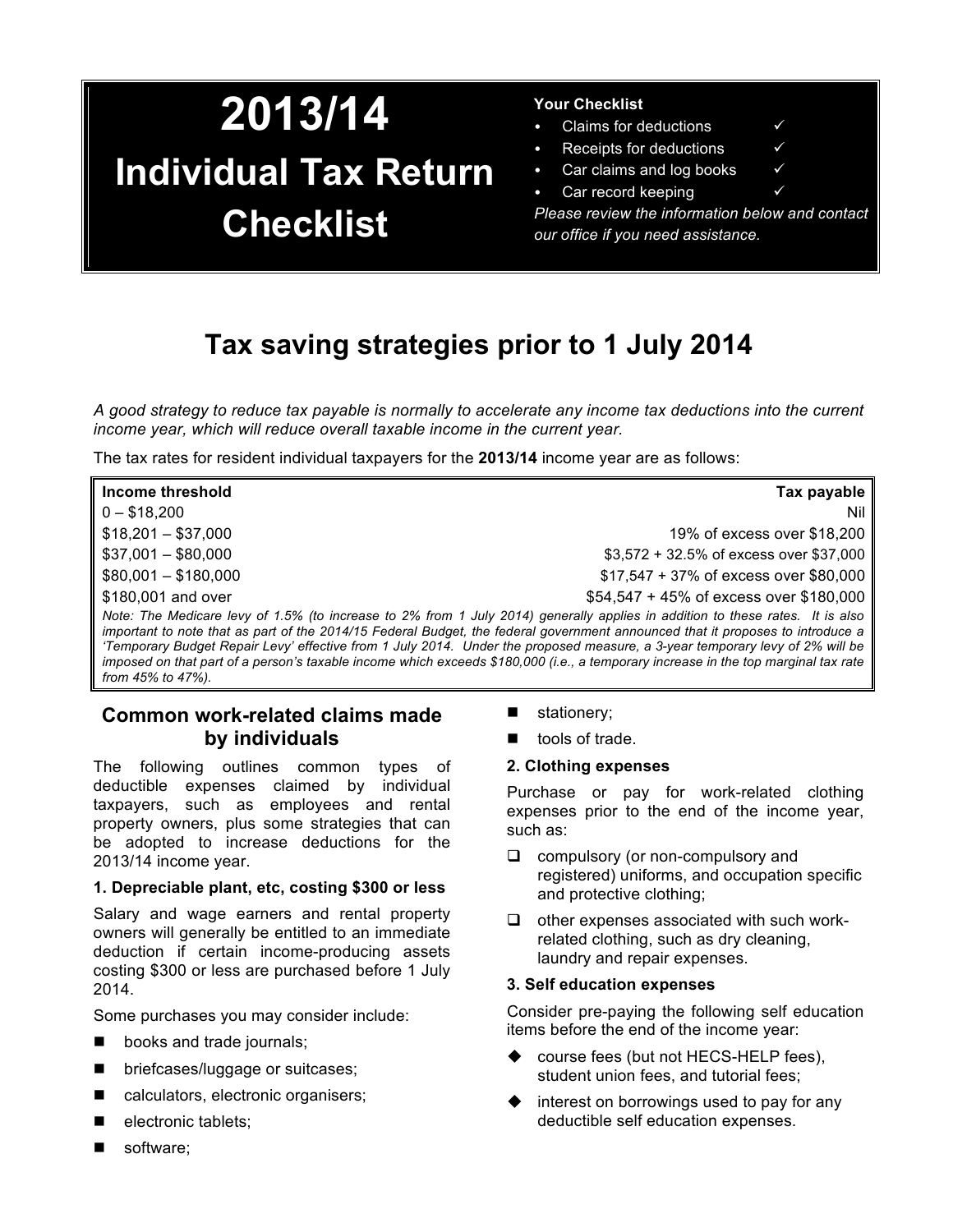# 2013/14 Individual Tax Return Checklist

**Your Checklist**

- Claims for deductions ✓
- Receipts for deductions ✓
- Car claims and log books ✓
- Car record keeping ✓

*Please review the information below and contact our office if you need assistance.*

## Tax saving strategies prior to 1 July 2014

*A good strategy to reduce tax payable is normally to accelerate any income tax deductions into the current income year, which will reduce overall taxable income in the current year.*

The tax rates for resident individual taxpayers for the **2013/14** income year are as follows:

| Income threshold | Tax payable |
|---|---|
| 0 – $18,200 | Nil |
| $18,201 – $37,000 | 19% of excess over $18,200 |
| $37,001 – $80,000 | $3,572 + 32.5% of excess over $37,000 |
| $80,001 – $180,000 | $17,547 + 37% of excess over $80,000 |
| $180,001 and over | $54,547 + 45% of excess over $180,000 |

*Note: The Medicare levy of 1.5% (to increase to 2% from 1 July 2014) generally applies in addition to these rates. It is also important to note that as part of the 2014/15 Federal Budget, the federal government announced that it proposes to introduce a 'Temporary Budget Repair Levy' effective from 1 July 2014. Under the proposed measure, a 3-year temporary levy of 2% will be imposed on that part of a person's taxable income which exceeds $180,000 (i.e., a temporary increase in the top marginal tax rate from 45% to 47%).*

### Common work-related claims made by individuals

The following outlines common types of deductible expenses claimed by individual taxpayers, such as employees and rental property owners, plus some strategies that can be adopted to increase deductions for the 2013/14 income year.

**1. Depreciable plant, etc, costing $300 or less**

Salary and wage earners and rental property owners will generally be entitled to an immediate deduction if certain income-producing assets costing $300 or less are purchased before 1 July 2014.

Some purchases you may consider include:

- books and trade journals;
- briefcases/luggage or suitcases;
- calculators, electronic organisers;
- electronic tablets;
- software;
- stationery;
- tools of trade.

**2. Clothing expenses**

Purchase or pay for work-related clothing expenses prior to the end of the income year, such as:

- compulsory (or non-compulsory and registered) uniforms, and occupation specific and protective clothing;
- other expenses associated with such work-related clothing, such as dry cleaning, laundry and repair expenses.

**3. Self education expenses**

Consider pre-paying the following self education items before the end of the income year:

- course fees (but not HECS-HELP fees), student union fees, and tutorial fees;
- interest on borrowings used to pay for any deductible self education expenses.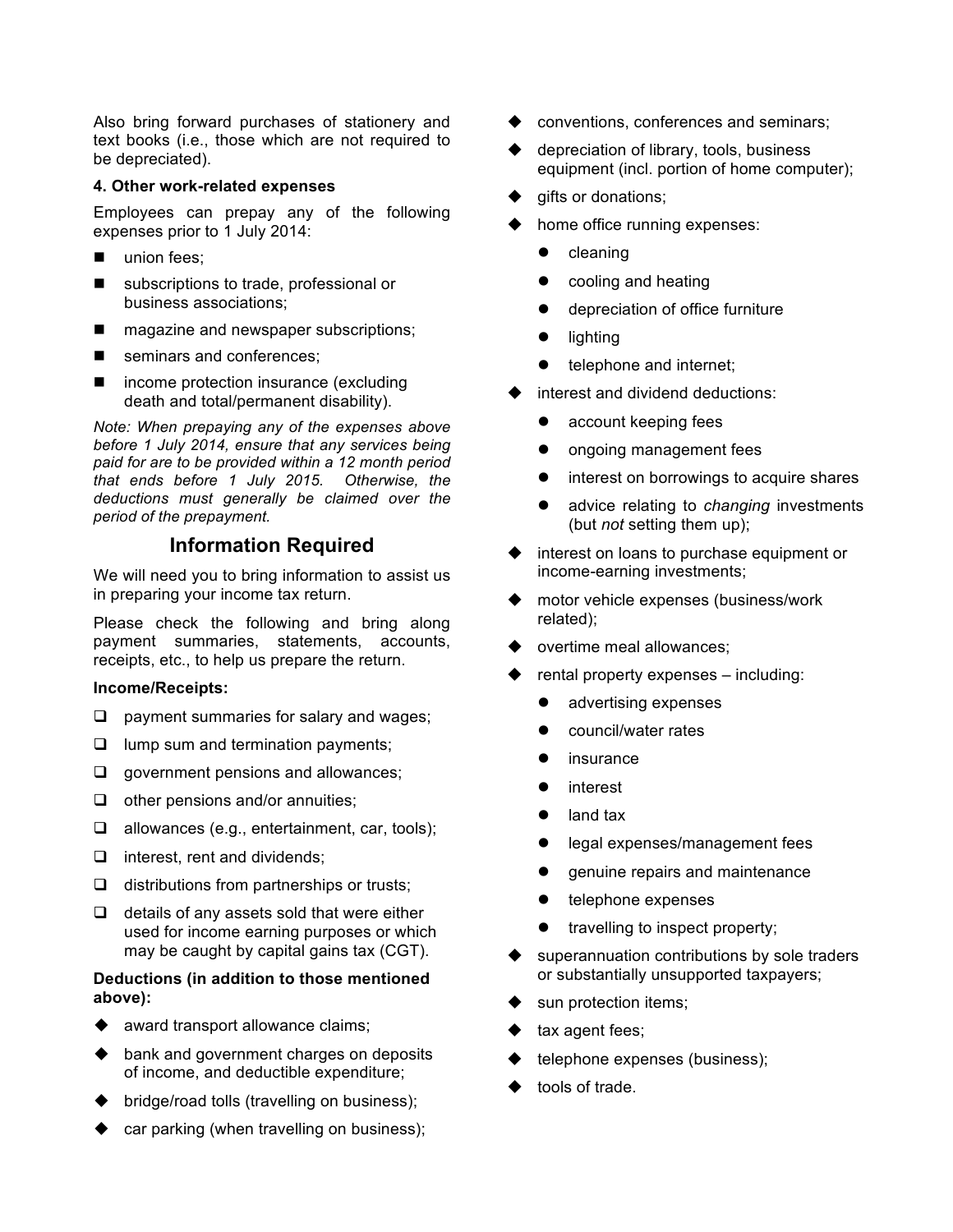Also bring forward purchases of stationery and text books (i.e., those which are not required to be depreciated).

**4. Other work-related expenses**

Employees can prepay any of the following expenses prior to 1 July 2014:

- union fees;
- subscriptions to trade, professional or business associations;
- magazine and newspaper subscriptions;
- seminars and conferences;
- income protection insurance (excluding death and total/permanent disability).

*Note: When prepaying any of the expenses above before 1 July 2014, ensure that any services being paid for are to be provided within a 12 month period that ends before 1 July 2015. Otherwise, the deductions must generally be claimed over the period of the prepayment.*

## Information Required

We will need you to bring information to assist us in preparing your income tax return.

Please check the following and bring along payment summaries, statements, accounts, receipts, etc., to help us prepare the return.

**Income/Receipts:**

- payment summaries for salary and wages;
- lump sum and termination payments;
- government pensions and allowances;
- other pensions and/or annuities;
- allowances (e.g., entertainment, car, tools);
- interest, rent and dividends;
- distributions from partnerships or trusts;
- details of any assets sold that were either used for income earning purposes or which may be caught by capital gains tax (CGT).

**Deductions (in addition to those mentioned above):**

- award transport allowance claims;
- bank and government charges on deposits of income, and deductible expenditure;
- bridge/road tolls (travelling on business);
- car parking (when travelling on business);
- conventions, conferences and seminars;
- depreciation of library, tools, business equipment (incl. portion of home computer);
- gifts or donations;
- home office running expenses:
  - cleaning
  - cooling and heating
  - depreciation of office furniture
  - lighting
  - telephone and internet;
- interest and dividend deductions:
  - account keeping fees
  - ongoing management fees
  - interest on borrowings to acquire shares
  - advice relating to *changing* investments (but *not* setting them up);
- interest on loans to purchase equipment or income-earning investments;
- motor vehicle expenses (business/work related);
- overtime meal allowances;
- rental property expenses – including:
  - advertising expenses
  - council/water rates
  - insurance
  - interest
  - land tax
  - legal expenses/management fees
  - genuine repairs and maintenance
  - telephone expenses
  - travelling to inspect property;
- superannuation contributions by sole traders or substantially unsupported taxpayers;
- sun protection items;
- tax agent fees;
- telephone expenses (business);
- tools of trade.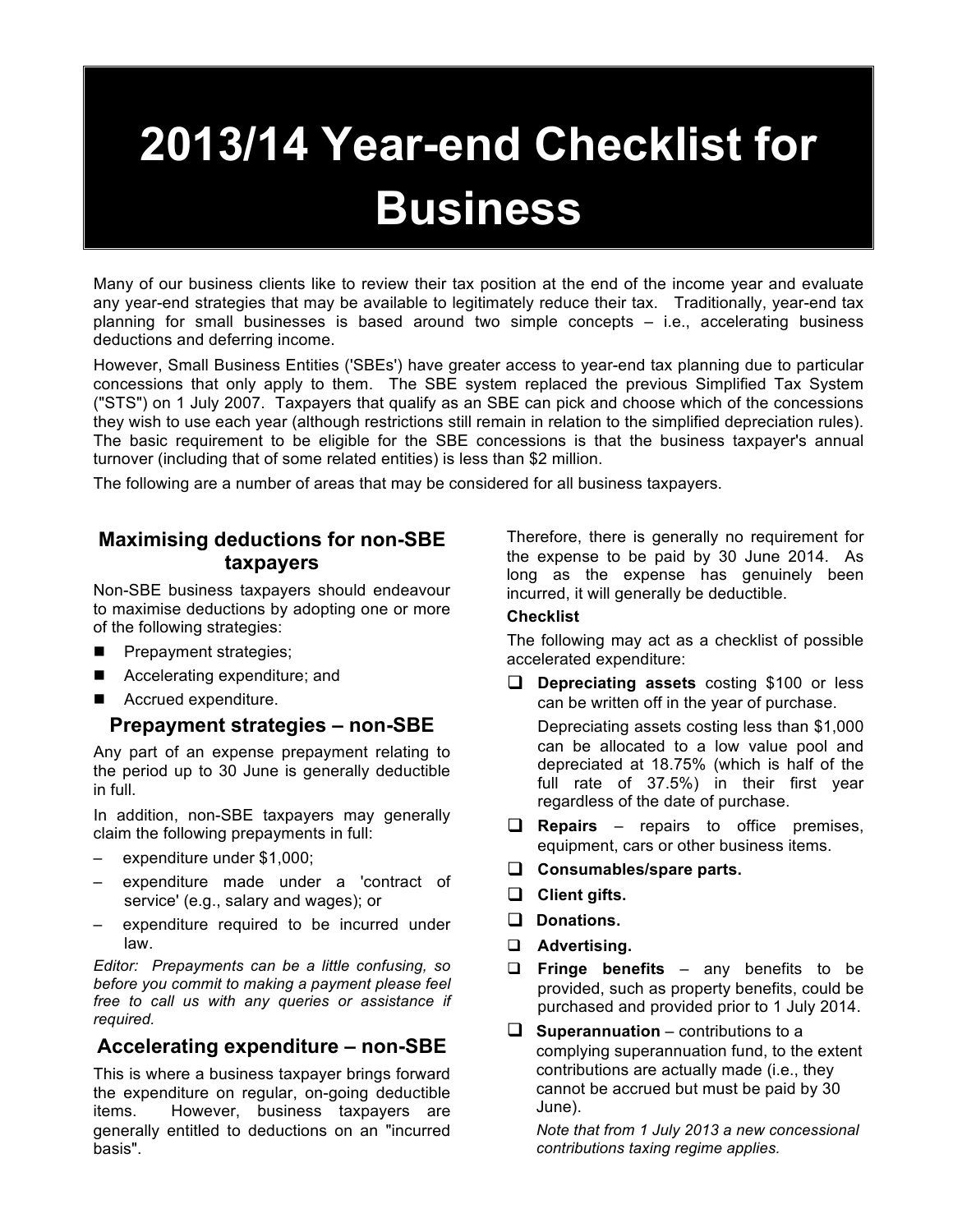# 2013/14 Year-end Checklist for Business

Many of our business clients like to review their tax position at the end of the income year and evaluate any year-end strategies that may be available to legitimately reduce their tax. Traditionally, year-end tax planning for small businesses is based around two simple concepts – i.e., accelerating business deductions and deferring income.

However, Small Business Entities ('SBEs') have greater access to year-end tax planning due to particular concessions that only apply to them. The SBE system replaced the previous Simplified Tax System ("STS") on 1 July 2007. Taxpayers that qualify as an SBE can pick and choose which of the concessions they wish to use each year (although restrictions still remain in relation to the simplified depreciation rules). The basic requirement to be eligible for the SBE concessions is that the business taxpayer's annual turnover (including that of some related entities) is less than $2 million.

The following are a number of areas that may be considered for all business taxpayers.

## Maximising deductions for non-SBE taxpayers

Non-SBE business taxpayers should endeavour to maximise deductions by adopting one or more of the following strategies:

- Prepayment strategies;
- Accelerating expenditure; and
- Accrued expenditure.

### Prepayment strategies – non-SBE

Any part of an expense prepayment relating to the period up to 30 June is generally deductible in full.

In addition, non-SBE taxpayers may generally claim the following prepayments in full:

- expenditure under $1,000;
- expenditure made under a 'contract of service' (e.g., salary and wages); or
- expenditure required to be incurred under law.

*Editor: Prepayments can be a little confusing, so before you commit to making a payment please feel free to call us with any queries or assistance if required.*

### Accelerating expenditure – non-SBE

This is where a business taxpayer brings forward the expenditure on regular, on-going deductible items. However, business taxpayers are generally entitled to deductions on an "incurred basis".

Therefore, there is generally no requirement for the expense to be paid by 30 June 2014. As long as the expense has genuinely been incurred, it will generally be deductible.

**Checklist**

The following may act as a checklist of possible accelerated expenditure:

- ☐ **Depreciating assets** costing $100 or less can be written off in the year of purchase.

  Depreciating assets costing less than $1,000 can be allocated to a low value pool and depreciated at 18.75% (which is half of the full rate of 37.5%) in their first year regardless of the date of purchase.
- ☐ **Repairs** – repairs to office premises, equipment, cars or other business items.
- ☐ **Consumables/spare parts.**
- ☐ **Client gifts.**
- ☐ **Donations.**
- ☐ **Advertising.**
- ☐ **Fringe benefits** – any benefits to be provided, such as property benefits, could be purchased and provided prior to 1 July 2014.
- ☐ **Superannuation** – contributions to a complying superannuation fund, to the extent contributions are actually made (i.e., they cannot be accrued but must be paid by 30 June).

  *Note that from 1 July 2013 a new concessional contributions taxing regime applies.*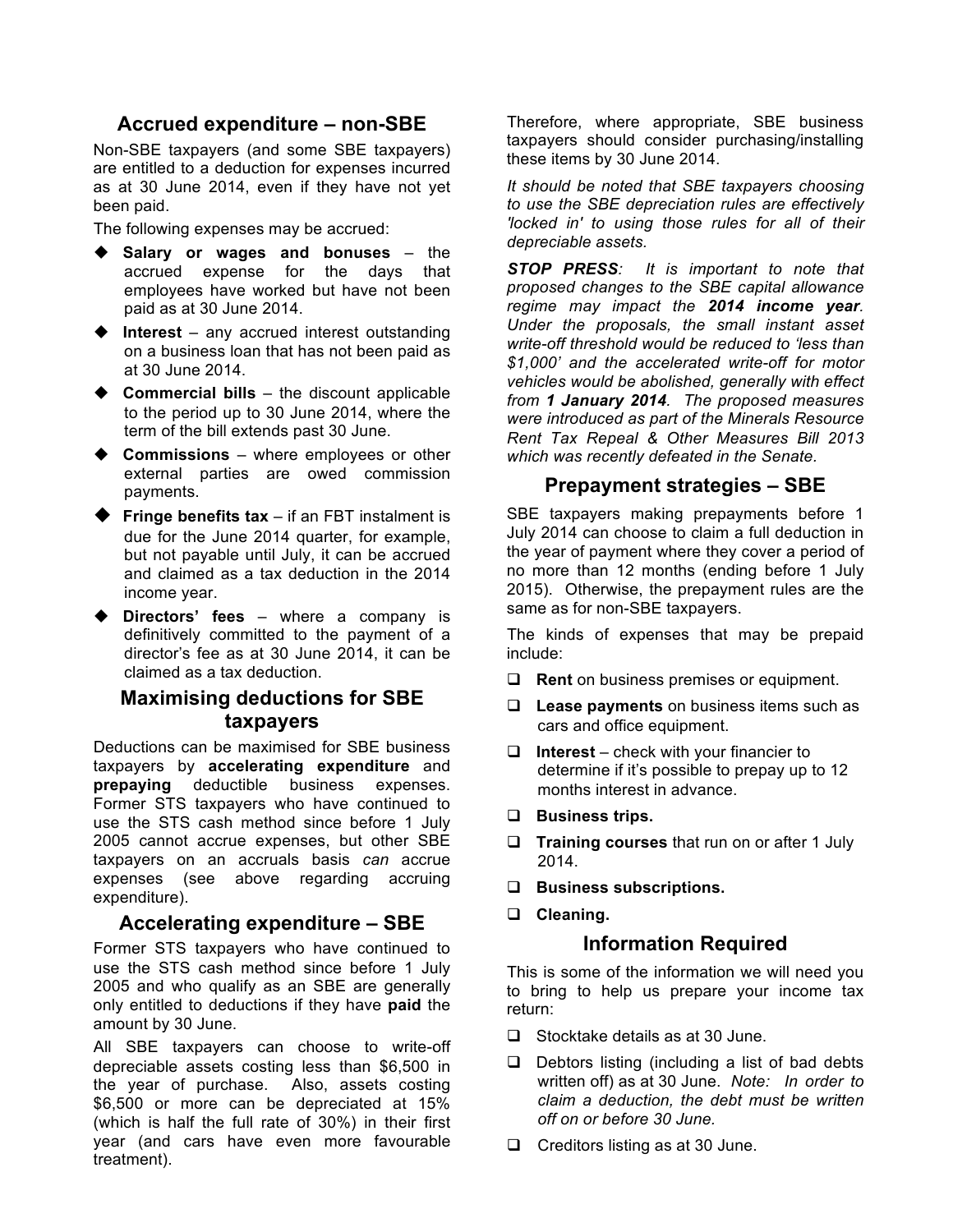## Accrued expenditure – non-SBE

Non-SBE taxpayers (and some SBE taxpayers) are entitled to a deduction for expenses incurred as at 30 June 2014, even if they have not yet been paid.

The following expenses may be accrued:

- **Salary or wages and bonuses** – the accrued expense for the days that employees have worked but have not been paid as at 30 June 2014.
- **Interest** – any accrued interest outstanding on a business loan that has not been paid as at 30 June 2014.
- **Commercial bills** – the discount applicable to the period up to 30 June 2014, where the term of the bill extends past 30 June.
- **Commissions** – where employees or other external parties are owed commission payments.
- **Fringe benefits tax** – if an FBT instalment is due for the June 2014 quarter, for example, but not payable until July, it can be accrued and claimed as a tax deduction in the 2014 income year.
- **Directors' fees** – where a company is definitively committed to the payment of a director's fee as at 30 June 2014, it can be claimed as a tax deduction.

## Maximising deductions for SBE taxpayers

Deductions can be maximised for SBE business taxpayers by **accelerating expenditure** and **prepaying** deductible business expenses. Former STS taxpayers who have continued to use the STS cash method since before 1 July 2005 cannot accrue expenses, but other SBE taxpayers on an accruals basis *can* accrue expenses (see above regarding accruing expenditure).

## Accelerating expenditure – SBE

Former STS taxpayers who have continued to use the STS cash method since before 1 July 2005 and who qualify as an SBE are generally only entitled to deductions if they have **paid** the amount by 30 June.

All SBE taxpayers can choose to write-off depreciable assets costing less than $6,500 in the year of purchase. Also, assets costing $6,500 or more can be depreciated at 15% (which is half the full rate of 30%) in their first year (and cars have even more favourable treatment).

Therefore, where appropriate, SBE business taxpayers should consider purchasing/installing these items by 30 June 2014.

*It should be noted that SBE taxpayers choosing to use the SBE depreciation rules are effectively 'locked in' to using those rules for all of their depreciable assets.*

***STOP PRESS**: It is important to note that proposed changes to the SBE capital allowance regime may impact the **2014 income year**. Under the proposals, the small instant asset write-off threshold would be reduced to 'less than $1,000' and the accelerated write-off for motor vehicles would be abolished, generally with effect from **1 January 2014**. The proposed measures were introduced as part of the Minerals Resource Rent Tax Repeal & Other Measures Bill 2013 which was recently defeated in the Senate.*

## Prepayment strategies – SBE

SBE taxpayers making prepayments before 1 July 2014 can choose to claim a full deduction in the year of payment where they cover a period of no more than 12 months (ending before 1 July 2015). Otherwise, the prepayment rules are the same as for non-SBE taxpayers.

The kinds of expenses that may be prepaid include:

- **Rent** on business premises or equipment.
- **Lease payments** on business items such as cars and office equipment.
- **Interest** – check with your financier to determine if it's possible to prepay up to 12 months interest in advance.
- **Business trips.**
- **Training courses** that run on or after 1 July 2014.
- **Business subscriptions.**
- **Cleaning.**

## Information Required

This is some of the information we will need you to bring to help us prepare your income tax return:

- Stocktake details as at 30 June.
- Debtors listing (including a list of bad debts written off) as at 30 June. *Note: In order to claim a deduction, the debt must be written off on or before 30 June.*
- Creditors listing as at 30 June.